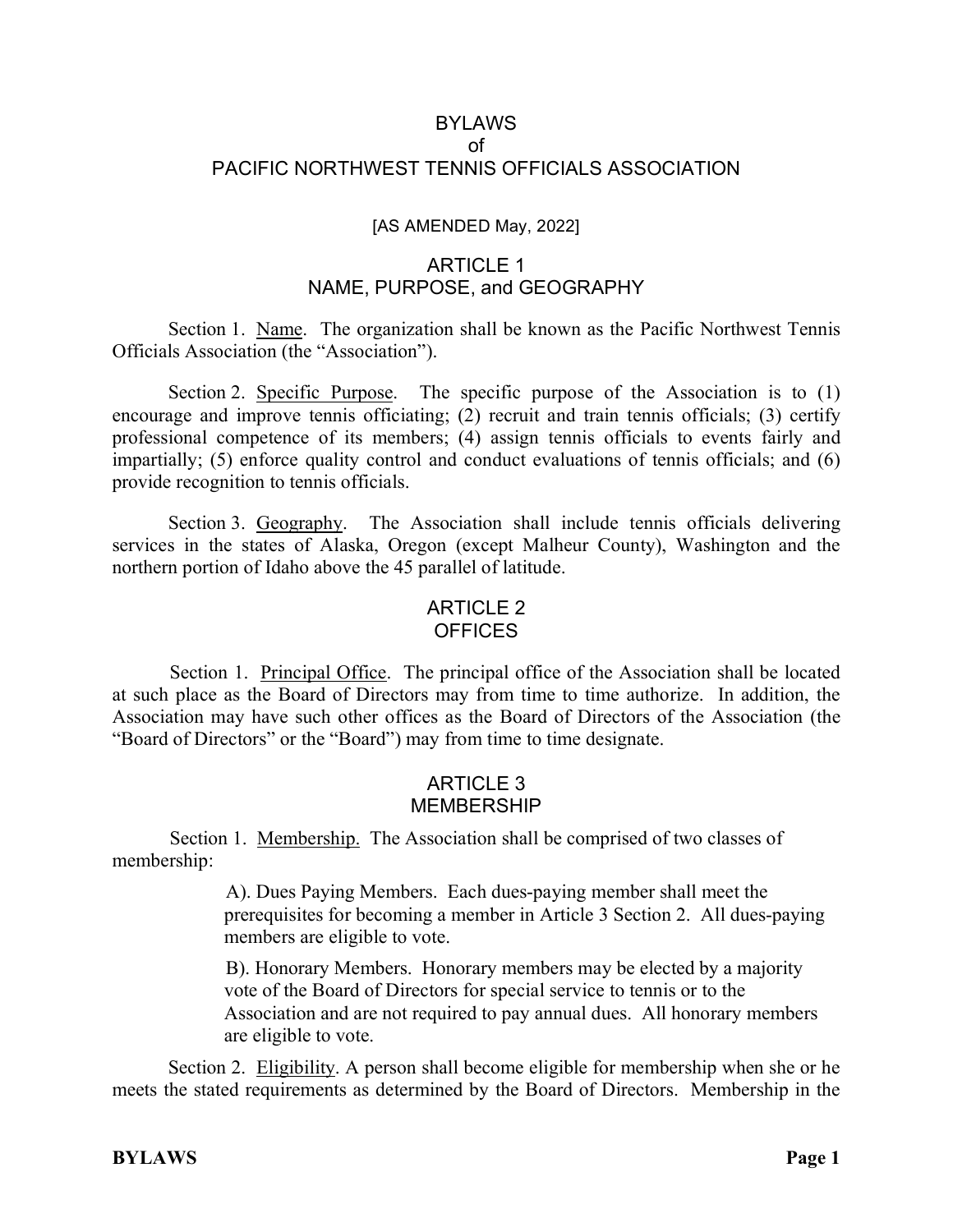# BYLAWS
# of
# PACIFIC NORTHWEST TENNIS OFFICIALS ASSOCIATION

[AS AMENDED May, 2022]

## ARTICLE 1
## NAME, PURPOSE, and GEOGRAPHY

Section 1. Name. The organization shall be known as the Pacific Northwest Tennis Officials Association (the "Association").

Section 2. Specific Purpose. The specific purpose of the Association is to (1) encourage and improve tennis officiating; (2) recruit and train tennis officials; (3) certify professional competence of its members; (4) assign tennis officials to events fairly and impartially; (5) enforce quality control and conduct evaluations of tennis officials; and (6) provide recognition to tennis officials.

Section 3. Geography. The Association shall include tennis officials delivering services in the states of Alaska, Oregon (except Malheur County), Washington and the northern portion of Idaho above the 45 parallel of latitude.

## ARTICLE 2
## OFFICES

Section 1. Principal Office. The principal office of the Association shall be located at such place as the Board of Directors may from time to time authorize. In addition, the Association may have such other offices as the Board of Directors of the Association (the "Board of Directors" or the "Board") may from time to time designate.

## ARTICLE 3
## MEMBERSHIP

Section 1. Membership. The Association shall be comprised of two classes of membership:

A). Dues Paying Members. Each dues-paying member shall meet the prerequisites for becoming a member in Article 3 Section 2. All dues-paying members are eligible to vote.

B). Honorary Members. Honorary members may be elected by a majority vote of the Board of Directors for special service to tennis or to the Association and are not required to pay annual dues. All honorary members are eligible to vote.

Section 2. Eligibility. A person shall become eligible for membership when she or he meets the stated requirements as determined by the Board of Directors. Membership in the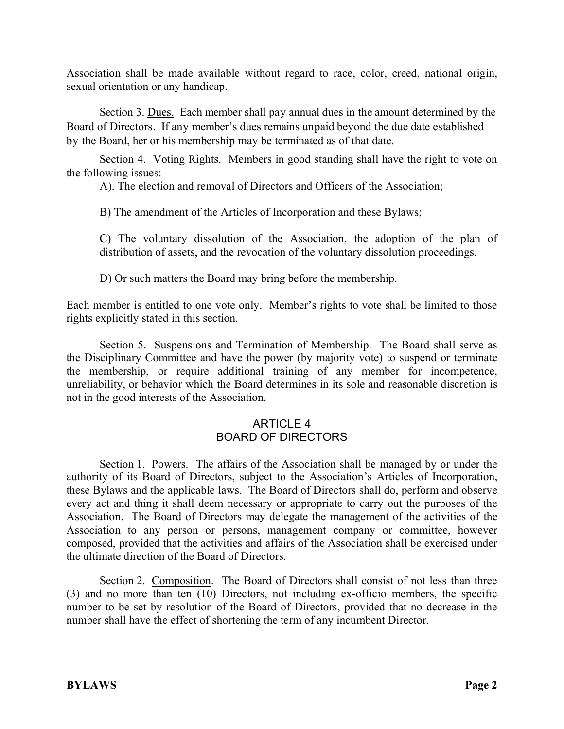Association shall be made available without regard to race, color, creed, national origin, sexual orientation or any handicap.

Section 3. <u>Dues.</u> Each member shall pay annual dues in the amount determined by the Board of Directors. If any member's dues remains unpaid beyond the due date established by the Board, her or his membership may be terminated as of that date.

Section 4. <u>Voting Rights</u>. Members in good standing shall have the right to vote on the following issues:

A). The election and removal of Directors and Officers of the Association;

B) The amendment of the Articles of Incorporation and these Bylaws;

C) The voluntary dissolution of the Association, the adoption of the plan of distribution of assets, and the revocation of the voluntary dissolution proceedings.

D) Or such matters the Board may bring before the membership.

Each member is entitled to one vote only. Member's rights to vote shall be limited to those rights explicitly stated in this section.

Section 5. <u>Suspensions and Termination of Membership</u>. The Board shall serve as the Disciplinary Committee and have the power (by majority vote) to suspend or terminate the membership, or require additional training of any member for incompetence, unreliability, or behavior which the Board determines in its sole and reasonable discretion is not in the good interests of the Association.

## ARTICLE 4
## BOARD OF DIRECTORS

Section 1. <u>Powers</u>. The affairs of the Association shall be managed by or under the authority of its Board of Directors, subject to the Association's Articles of Incorporation, these Bylaws and the applicable laws. The Board of Directors shall do, perform and observe every act and thing it shall deem necessary or appropriate to carry out the purposes of the Association. The Board of Directors may delegate the management of the activities of the Association to any person or persons, management company or committee, however composed, provided that the activities and affairs of the Association shall be exercised under the ultimate direction of the Board of Directors.

Section 2. <u>Composition</u>. The Board of Directors shall consist of not less than three (3) and no more than ten (10) Directors, not including ex-officio members, the specific number to be set by resolution of the Board of Directors, provided that no decrease in the number shall have the effect of shortening the term of any incumbent Director.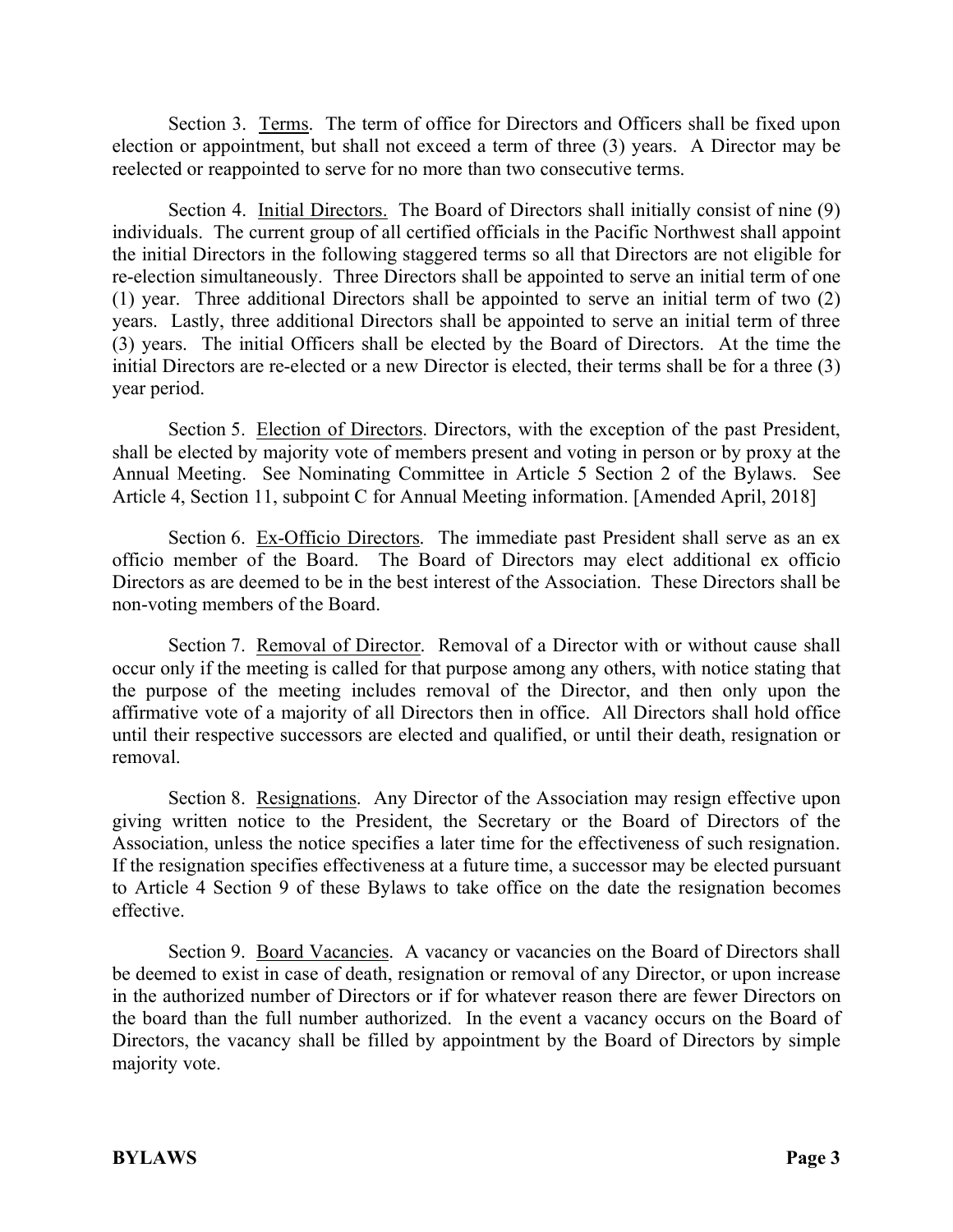Section 3. <u>Terms</u>. The term of office for Directors and Officers shall be fixed upon election or appointment, but shall not exceed a term of three (3) years. A Director may be reelected or reappointed to serve for no more than two consecutive terms.

Section 4. <u>Initial Directors.</u> The Board of Directors shall initially consist of nine (9) individuals. The current group of all certified officials in the Pacific Northwest shall appoint the initial Directors in the following staggered terms so all that Directors are not eligible for re-election simultaneously. Three Directors shall be appointed to serve an initial term of one (1) year. Three additional Directors shall be appointed to serve an initial term of two (2) years. Lastly, three additional Directors shall be appointed to serve an initial term of three (3) years. The initial Officers shall be elected by the Board of Directors. At the time the initial Directors are re-elected or a new Director is elected, their terms shall be for a three (3) year period.

Section 5. <u>Election of Directors</u>. Directors, with the exception of the past President, shall be elected by majority vote of members present and voting in person or by proxy at the Annual Meeting. See Nominating Committee in Article 5 Section 2 of the Bylaws. See Article 4, Section 11, subpoint C for Annual Meeting information. [Amended April, 2018]

Section 6. <u>Ex-Officio Directors</u>. The immediate past President shall serve as an ex officio member of the Board. The Board of Directors may elect additional ex officio Directors as are deemed to be in the best interest of the Association. These Directors shall be non-voting members of the Board.

Section 7. <u>Removal of Director</u>. Removal of a Director with or without cause shall occur only if the meeting is called for that purpose among any others, with notice stating that the purpose of the meeting includes removal of the Director, and then only upon the affirmative vote of a majority of all Directors then in office. All Directors shall hold office until their respective successors are elected and qualified, or until their death, resignation or removal.

Section 8. <u>Resignations</u>. Any Director of the Association may resign effective upon giving written notice to the President, the Secretary or the Board of Directors of the Association, unless the notice specifies a later time for the effectiveness of such resignation. If the resignation specifies effectiveness at a future time, a successor may be elected pursuant to Article 4 Section 9 of these Bylaws to take office on the date the resignation becomes effective.

Section 9. <u>Board Vacancies</u>. A vacancy or vacancies on the Board of Directors shall be deemed to exist in case of death, resignation or removal of any Director, or upon increase in the authorized number of Directors or if for whatever reason there are fewer Directors on the board than the full number authorized. In the event a vacancy occurs on the Board of Directors, the vacancy shall be filled by appointment by the Board of Directors by simple majority vote.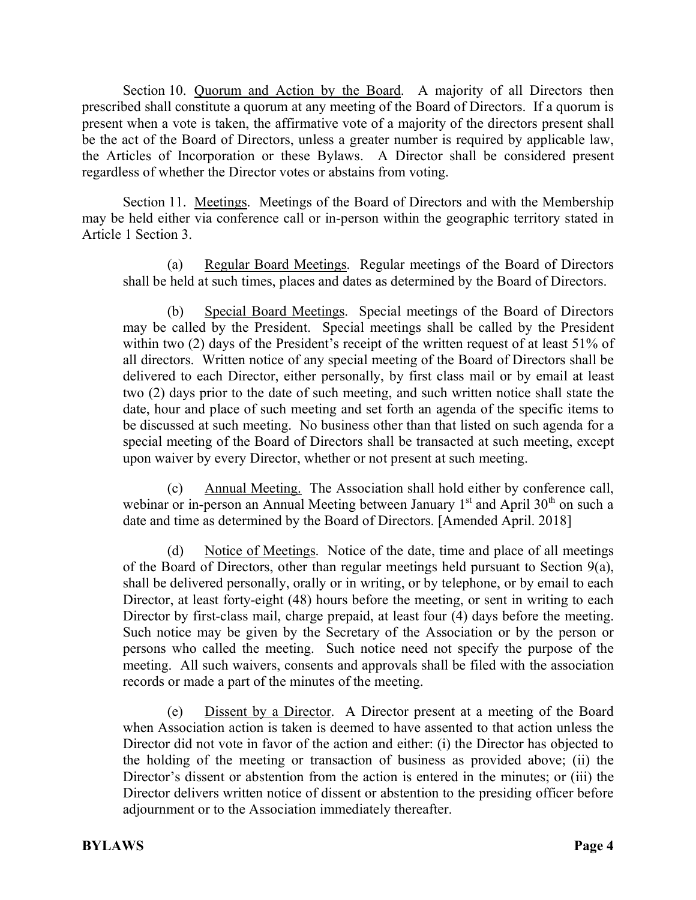Section 10. Quorum and Action by the Board. A majority of all Directors then prescribed shall constitute a quorum at any meeting of the Board of Directors. If a quorum is present when a vote is taken, the affirmative vote of a majority of the directors present shall be the act of the Board of Directors, unless a greater number is required by applicable law, the Articles of Incorporation or these Bylaws. A Director shall be considered present regardless of whether the Director votes or abstains from voting.

Section 11. Meetings. Meetings of the Board of Directors and with the Membership may be held either via conference call or in-person within the geographic territory stated in Article 1 Section 3.

(a) Regular Board Meetings. Regular meetings of the Board of Directors shall be held at such times, places and dates as determined by the Board of Directors.

(b) Special Board Meetings. Special meetings of the Board of Directors may be called by the President. Special meetings shall be called by the President within two (2) days of the President's receipt of the written request of at least 51% of all directors. Written notice of any special meeting of the Board of Directors shall be delivered to each Director, either personally, by first class mail or by email at least two (2) days prior to the date of such meeting, and such written notice shall state the date, hour and place of such meeting and set forth an agenda of the specific items to be discussed at such meeting. No business other than that listed on such agenda for a special meeting of the Board of Directors shall be transacted at such meeting, except upon waiver by every Director, whether or not present at such meeting.

(c) Annual Meeting. The Association shall hold either by conference call, webinar or in-person an Annual Meeting between January 1st and April 30th on such a date and time as determined by the Board of Directors. [Amended April. 2018]

(d) Notice of Meetings. Notice of the date, time and place of all meetings of the Board of Directors, other than regular meetings held pursuant to Section 9(a), shall be delivered personally, orally or in writing, or by telephone, or by email to each Director, at least forty-eight (48) hours before the meeting, or sent in writing to each Director by first-class mail, charge prepaid, at least four (4) days before the meeting. Such notice may be given by the Secretary of the Association or by the person or persons who called the meeting. Such notice need not specify the purpose of the meeting. All such waivers, consents and approvals shall be filed with the association records or made a part of the minutes of the meeting.

(e) Dissent by a Director. A Director present at a meeting of the Board when Association action is taken is deemed to have assented to that action unless the Director did not vote in favor of the action and either: (i) the Director has objected to the holding of the meeting or transaction of business as provided above; (ii) the Director's dissent or abstention from the action is entered in the minutes; or (iii) the Director delivers written notice of dissent or abstention to the presiding officer before adjournment or to the Association immediately thereafter.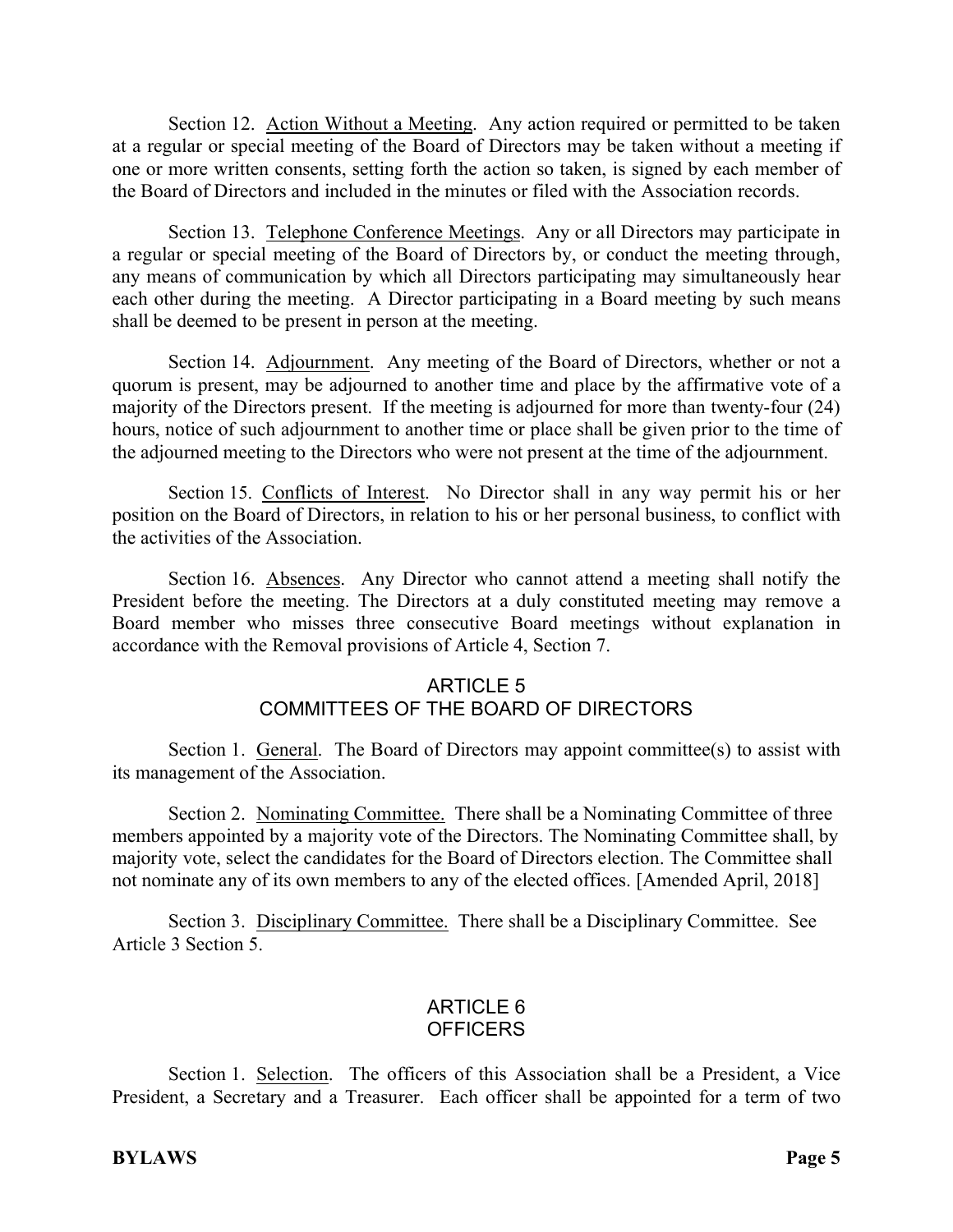Section 12. Action Without a Meeting. Any action required or permitted to be taken at a regular or special meeting of the Board of Directors may be taken without a meeting if one or more written consents, setting forth the action so taken, is signed by each member of the Board of Directors and included in the minutes or filed with the Association records.

Section 13. Telephone Conference Meetings. Any or all Directors may participate in a regular or special meeting of the Board of Directors by, or conduct the meeting through, any means of communication by which all Directors participating may simultaneously hear each other during the meeting. A Director participating in a Board meeting by such means shall be deemed to be present in person at the meeting.

Section 14. Adjournment. Any meeting of the Board of Directors, whether or not a quorum is present, may be adjourned to another time and place by the affirmative vote of a majority of the Directors present. If the meeting is adjourned for more than twenty-four (24) hours, notice of such adjournment to another time or place shall be given prior to the time of the adjourned meeting to the Directors who were not present at the time of the adjournment.

Section 15. Conflicts of Interest. No Director shall in any way permit his or her position on the Board of Directors, in relation to his or her personal business, to conflict with the activities of the Association.

Section 16. Absences. Any Director who cannot attend a meeting shall notify the President before the meeting. The Directors at a duly constituted meeting may remove a Board member who misses three consecutive Board meetings without explanation in accordance with the Removal provisions of Article 4, Section 7.

## ARTICLE 5
## COMMITTEES OF THE BOARD OF DIRECTORS

Section 1. General. The Board of Directors may appoint committee(s) to assist with its management of the Association.

Section 2. Nominating Committee. There shall be a Nominating Committee of three members appointed by a majority vote of the Directors. The Nominating Committee shall, by majority vote, select the candidates for the Board of Directors election. The Committee shall not nominate any of its own members to any of the elected offices. [Amended April, 2018]

Section 3. Disciplinary Committee. There shall be a Disciplinary Committee. See Article 3 Section 5.

## ARTICLE 6
## OFFICERS

Section 1. Selection. The officers of this Association shall be a President, a Vice President, a Secretary and a Treasurer. Each officer shall be appointed for a term of two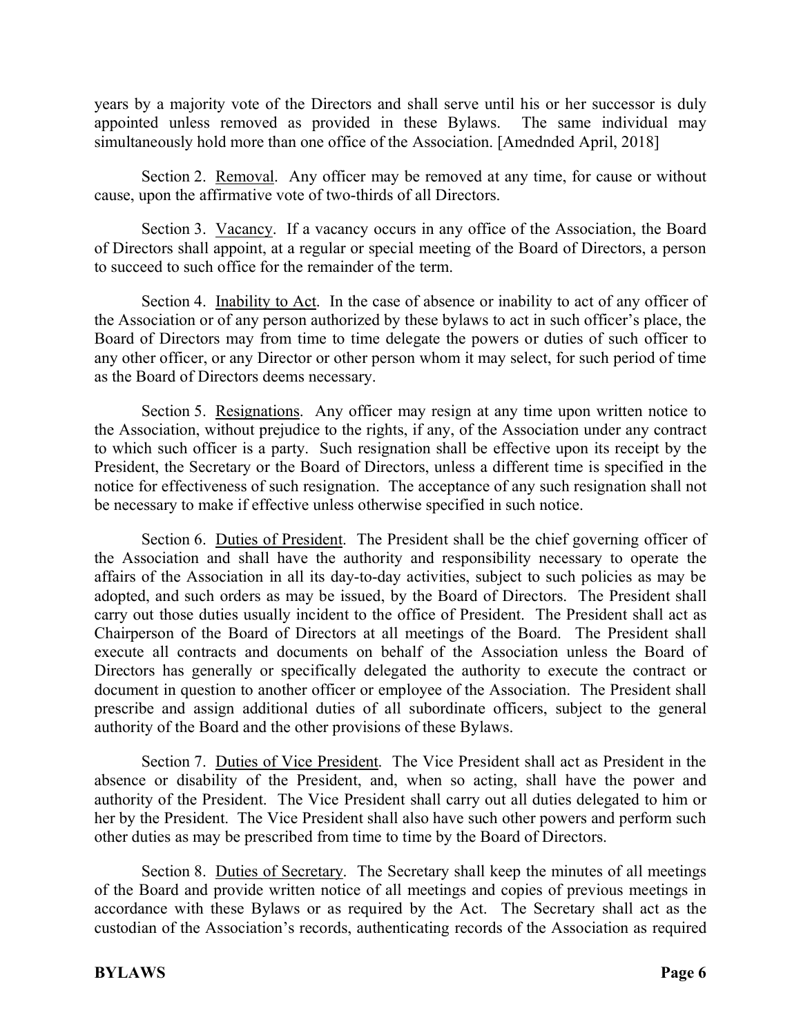years by a majority vote of the Directors and shall serve until his or her successor is duly appointed unless removed as provided in these Bylaws. The same individual may simultaneously hold more than one office of the Association. [Amednded April, 2018]

Section 2. Removal. Any officer may be removed at any time, for cause or without cause, upon the affirmative vote of two-thirds of all Directors.

Section 3. Vacancy. If a vacancy occurs in any office of the Association, the Board of Directors shall appoint, at a regular or special meeting of the Board of Directors, a person to succeed to such office for the remainder of the term.

Section 4. Inability to Act. In the case of absence or inability to act of any officer of the Association or of any person authorized by these bylaws to act in such officer's place, the Board of Directors may from time to time delegate the powers or duties of such officer to any other officer, or any Director or other person whom it may select, for such period of time as the Board of Directors deems necessary.

Section 5. Resignations. Any officer may resign at any time upon written notice to the Association, without prejudice to the rights, if any, of the Association under any contract to which such officer is a party. Such resignation shall be effective upon its receipt by the President, the Secretary or the Board of Directors, unless a different time is specified in the notice for effectiveness of such resignation. The acceptance of any such resignation shall not be necessary to make if effective unless otherwise specified in such notice.

Section 6. Duties of President. The President shall be the chief governing officer of the Association and shall have the authority and responsibility necessary to operate the affairs of the Association in all its day-to-day activities, subject to such policies as may be adopted, and such orders as may be issued, by the Board of Directors. The President shall carry out those duties usually incident to the office of President. The President shall act as Chairperson of the Board of Directors at all meetings of the Board. The President shall execute all contracts and documents on behalf of the Association unless the Board of Directors has generally or specifically delegated the authority to execute the contract or document in question to another officer or employee of the Association. The President shall prescribe and assign additional duties of all subordinate officers, subject to the general authority of the Board and the other provisions of these Bylaws.

Section 7. Duties of Vice President. The Vice President shall act as President in the absence or disability of the President, and, when so acting, shall have the power and authority of the President. The Vice President shall carry out all duties delegated to him or her by the President. The Vice President shall also have such other powers and perform such other duties as may be prescribed from time to time by the Board of Directors.

Section 8. Duties of Secretary. The Secretary shall keep the minutes of all meetings of the Board and provide written notice of all meetings and copies of previous meetings in accordance with these Bylaws or as required by the Act. The Secretary shall act as the custodian of the Association's records, authenticating records of the Association as required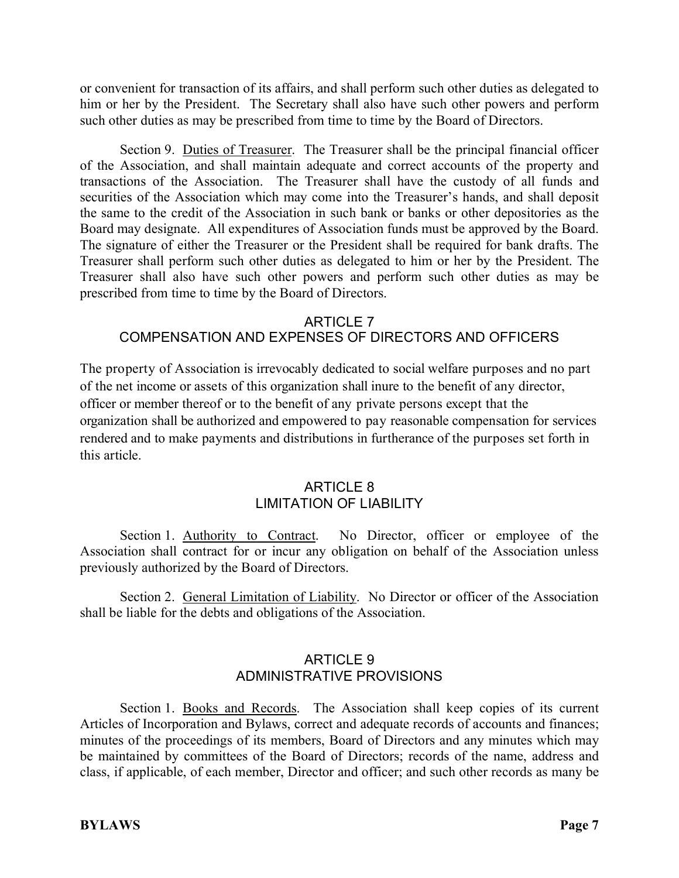or convenient for transaction of its affairs, and shall perform such other duties as delegated to him or her by the President. The Secretary shall also have such other powers and perform such other duties as may be prescribed from time to time by the Board of Directors.

Section 9. Duties of Treasurer. The Treasurer shall be the principal financial officer of the Association, and shall maintain adequate and correct accounts of the property and transactions of the Association. The Treasurer shall have the custody of all funds and securities of the Association which may come into the Treasurer's hands, and shall deposit the same to the credit of the Association in such bank or banks or other depositories as the Board may designate. All expenditures of Association funds must be approved by the Board. The signature of either the Treasurer or the President shall be required for bank drafts. The Treasurer shall perform such other duties as delegated to him or her by the President. The Treasurer shall also have such other powers and perform such other duties as may be prescribed from time to time by the Board of Directors.

## ARTICLE 7
## COMPENSATION AND EXPENSES OF DIRECTORS AND OFFICERS

The property of Association is irrevocably dedicated to social welfare purposes and no part of the net income or assets of this organization shall inure to the benefit of any director, officer or member thereof or to the benefit of any private persons except that the organization shall be authorized and empowered to pay reasonable compensation for services rendered and to make payments and distributions in furtherance of the purposes set forth in this article.

## ARTICLE 8
## LIMITATION OF LIABILITY

Section 1. Authority to Contract. No Director, officer or employee of the Association shall contract for or incur any obligation on behalf of the Association unless previously authorized by the Board of Directors.

Section 2. General Limitation of Liability. No Director or officer of the Association shall be liable for the debts and obligations of the Association.

## ARTICLE 9
## ADMINISTRATIVE PROVISIONS

Section 1. Books and Records. The Association shall keep copies of its current Articles of Incorporation and Bylaws, correct and adequate records of accounts and finances; minutes of the proceedings of its members, Board of Directors and any minutes which may be maintained by committees of the Board of Directors; records of the name, address and class, if applicable, of each member, Director and officer; and such other records as many be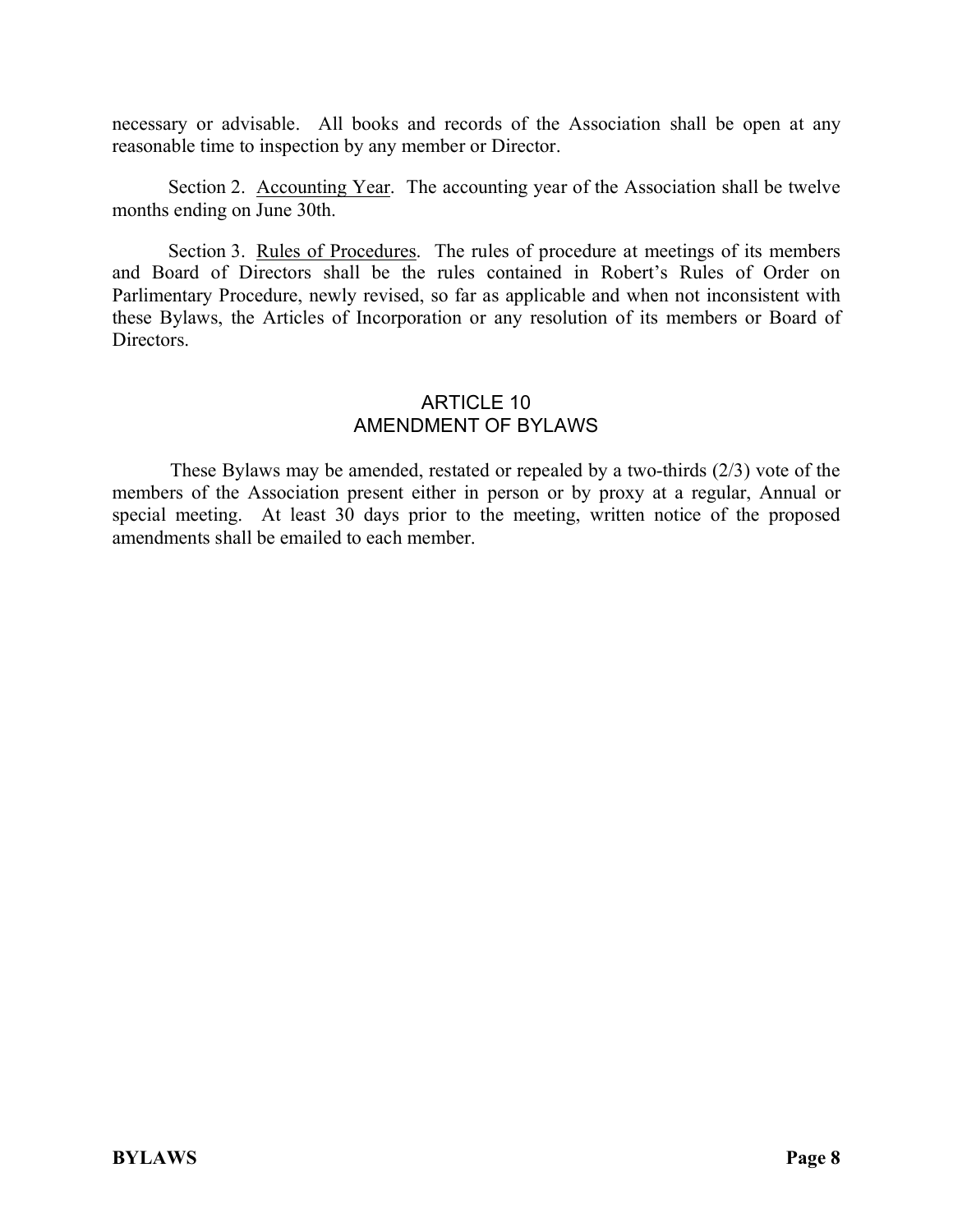necessary or advisable. All books and records of the Association shall be open at any reasonable time to inspection by any member or Director.

Section 2. Accounting Year. The accounting year of the Association shall be twelve months ending on June 30th.

Section 3. Rules of Procedures. The rules of procedure at meetings of its members and Board of Directors shall be the rules contained in Robert's Rules of Order on Parlimentary Procedure, newly revised, so far as applicable and when not inconsistent with these Bylaws, the Articles of Incorporation or any resolution of its members or Board of Directors.

## ARTICLE 10
## AMENDMENT OF BYLAWS

These Bylaws may be amended, restated or repealed by a two-thirds (2/3) vote of the members of the Association present either in person or by proxy at a regular, Annual or special meeting. At least 30 days prior to the meeting, written notice of the proposed amendments shall be emailed to each member.